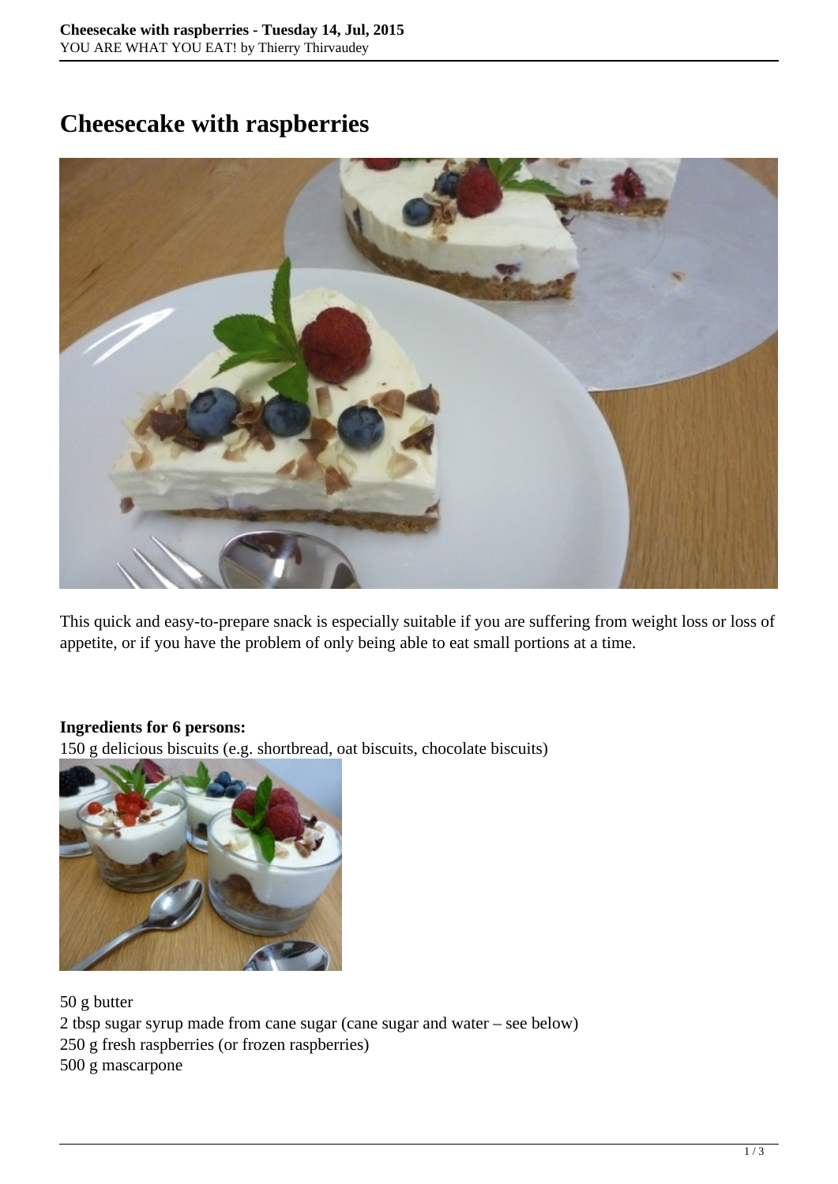# Cheesecake with raspberries

This quick and easy-to-prepare snack is especially suitable if you are suffering from weight loss or loss of appetite, or if you have the problem of only being able to eat small portions at a time.

**Ingredients for 6 persons:**
150 g delicious biscuits (e.g. shortbread, oat biscuits, chocolate biscuits)

50 g butter
2 tbsp sugar syrup made from cane sugar (cane sugar and water – see below)
250 g fresh raspberries (or frozen raspberries)
500 g mascarpone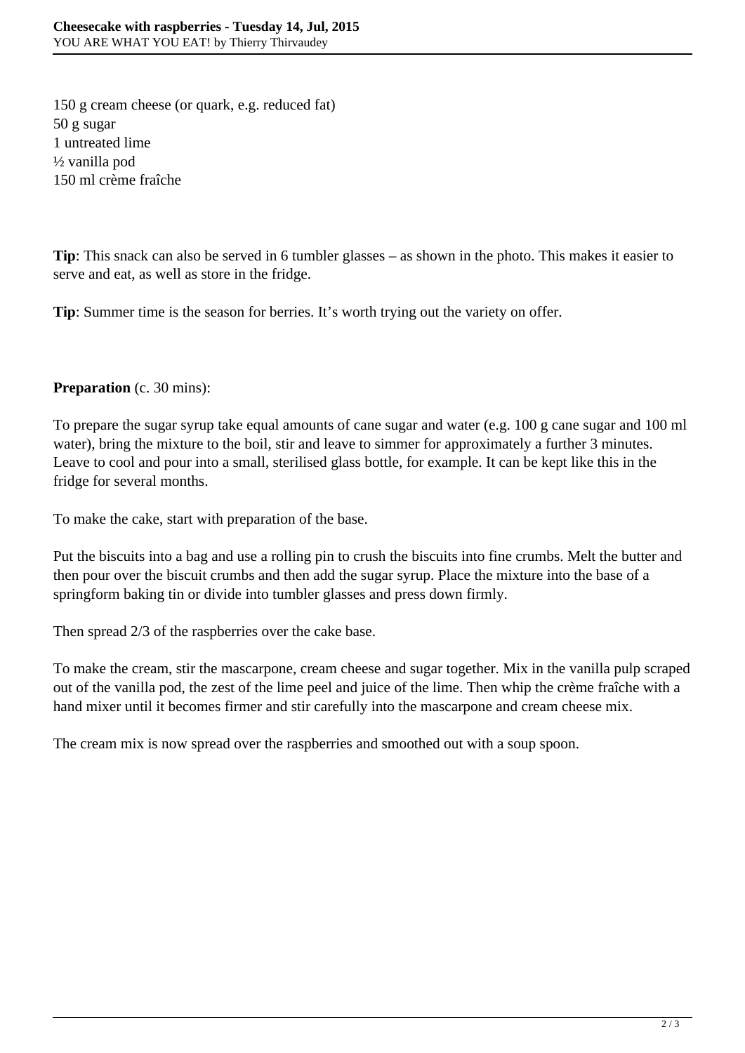150 g cream cheese (or quark, e.g. reduced fat)  
50 g sugar  
1 untreated lime  
½ vanilla pod  
150 ml crème fraîche

**Tip**: This snack can also be served in 6 tumbler glasses – as shown in the photo. This makes it easier to serve and eat, as well as store in the fridge.

**Tip**: Summer time is the season for berries. It's worth trying out the variety on offer.

**Preparation** (c. 30 mins):

To prepare the sugar syrup take equal amounts of cane sugar and water (e.g. 100 g cane sugar and 100 ml water), bring the mixture to the boil, stir and leave to simmer for approximately a further 3 minutes. Leave to cool and pour into a small, sterilised glass bottle, for example. It can be kept like this in the fridge for several months.

To make the cake, start with preparation of the base.

Put the biscuits into a bag and use a rolling pin to crush the biscuits into fine crumbs. Melt the butter and then pour over the biscuit crumbs and then add the sugar syrup. Place the mixture into the base of a springform baking tin or divide into tumbler glasses and press down firmly.

Then spread 2/3 of the raspberries over the cake base.

To make the cream, stir the mascarpone, cream cheese and sugar together. Mix in the vanilla pulp scraped out of the vanilla pod, the zest of the lime peel and juice of the lime. Then whip the crème fraîche with a hand mixer until it becomes firmer and stir carefully into the mascarpone and cream cheese mix.

The cream mix is now spread over the raspberries and smoothed out with a soup spoon.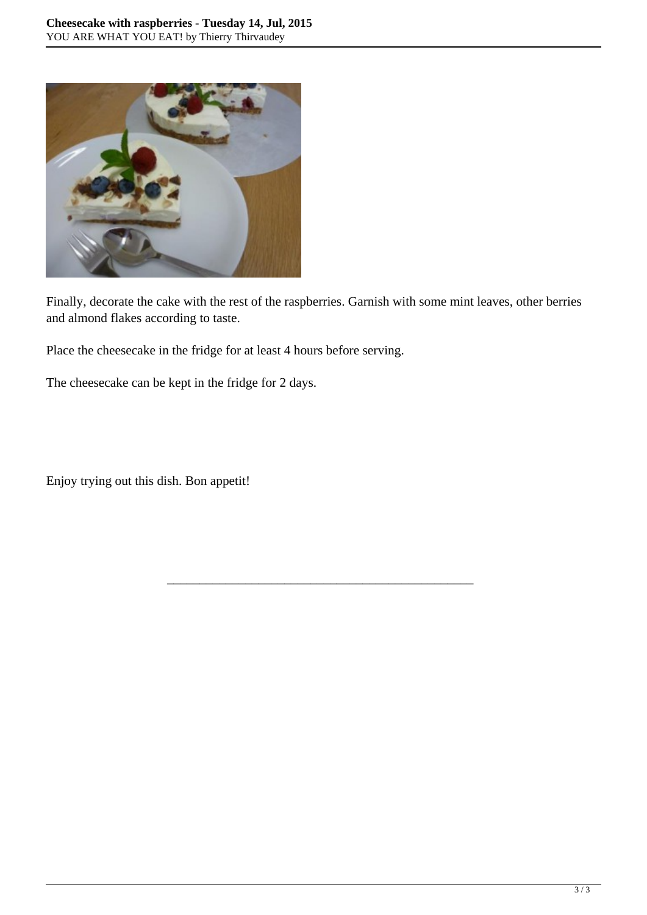Finally, decorate the cake with the rest of the raspberries. Garnish with some mint leaves, other berries and almond flakes according to taste.

Place the cheesecake in the fridge for at least 4 hours before serving.

The cheesecake can be kept in the fridge for 2 days.

Enjoy trying out this dish. Bon appetit!